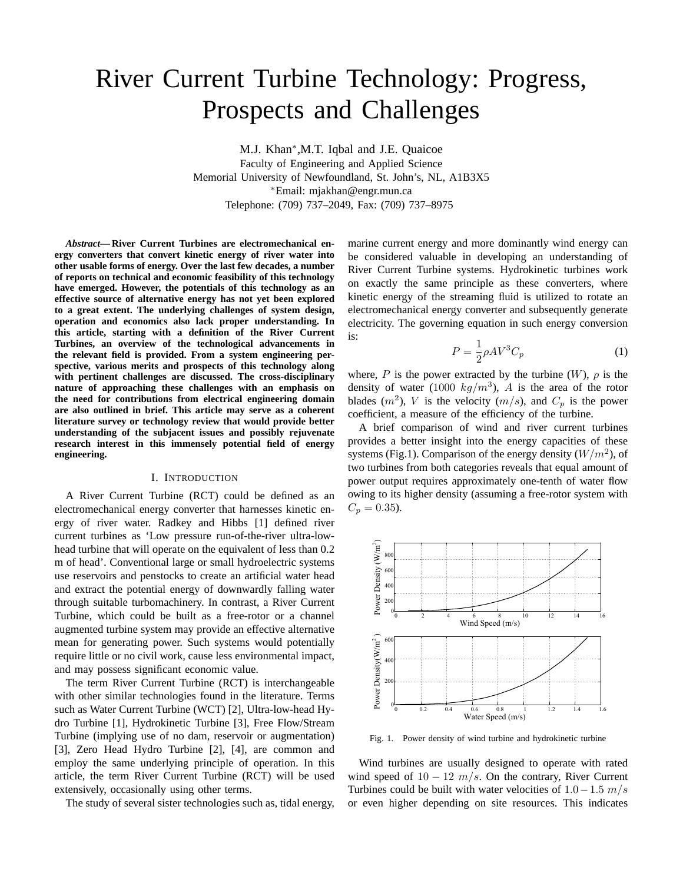# River Current Turbine Technology: Progress, Prospects and Challenges

M.J. Khan*, M.T. Iqbal and J.E. Quaicoe
Faculty of Engineering and Applied Science
Memorial University of Newfoundland, St. John's, NL, A1B3X5
*Email: mjakhan@engr.mun.ca
Telephone: (709) 737–2049, Fax: (709) 737–8975

***Abstract*— River Current Turbines are electromechanical energy converters that convert kinetic energy of river water into other usable forms of energy. Over the last few decades, a number of reports on technical and economic feasibility of this technology have emerged. However, the potentials of this technology as an effective source of alternative energy has not yet been explored to a great extent. The underlying challenges of system design, operation and economics also lack proper understanding. In this article, starting with a definition of the River Current Turbines, an overview of the technological advancements in the relevant field is provided. From a system engineering perspective, various merits and prospects of this technology along with pertinent challenges are discussed. The cross-disciplinary nature of approaching these challenges with an emphasis on the need for contributions from electrical engineering domain are also outlined in brief. This article may serve as a coherent literature survey or technology review that would provide better understanding of the subjacent issues and possibly rejuvenate research interest in this immensely potential field of energy engineering.**

## I. Introduction

A River Current Turbine (RCT) could be defined as an electromechanical energy converter that harnesses kinetic energy of river water. Radkey and Hibbs [1] defined river current turbines as 'Low pressure run-of-the-river ultra-low-head turbine that will operate on the equivalent of less than 0.2 m of head'. Conventional large or small hydroelectric systems use reservoirs and penstocks to create an artificial water head and extract the potential energy of downwardly falling water through suitable turbomachinery. In contrast, a River Current Turbine, which could be built as a free-rotor or a channel augmented turbine system may provide an effective alternative mean for generating power. Such systems would potentially require little or no civil work, cause less environmental impact, and may possess significant economic value.

The term River Current Turbine (RCT) is interchangeable with other similar technologies found in the literature. Terms such as Water Current Turbine (WCT) [2], Ultra-low-head Hydro Turbine [1], Hydrokinetic Turbine [3], Free Flow/Stream Turbine (implying use of no dam, reservoir or augmentation) [3], Zero Head Hydro Turbine [2], [4], are common and employ the same underlying principle of operation. In this article, the term River Current Turbine (RCT) will be used extensively, occasionally using other terms.

The study of several sister technologies such as, tidal energy, marine current energy and more dominantly wind energy can be considered valuable in developing an understanding of River Current Turbine systems. Hydrokinetic turbines work on exactly the same principle as these converters, where kinetic energy of the streaming fluid is utilized to rotate an electromechanical energy converter and subsequently generate electricity. The governing equation in such energy conversion is:

$$P = \frac{1}{2}\rho A V^3 C_p \tag{1}$$

where, $P$ is the power extracted by the turbine ($W$), $\rho$ is the density of water ($1000\ kg/m^3$), $A$ is the area of the rotor blades ($m^2$), $V$ is the velocity ($m/s$), and $C_p$ is the power coefficient, a measure of the efficiency of the turbine.

A brief comparison of wind and river current turbines provides a better insight into the energy capacities of these systems (Fig.1). Comparison of the energy density ($W/m^2$), of two turbines from both categories reveals that equal amount of power output requires approximately one-tenth of water flow owing to its higher density (assuming a free-rotor system with $C_p = 0.35$).

Fig. 1. Power density of wind turbine and hydrokinetic turbine

Wind turbines are usually designed to operate with rated wind speed of $10 - 12\ m/s$. On the contrary, River Current Turbines could be built with water velocities of $1.0 - 1.5\ m/s$ or even higher depending on site resources. This indicates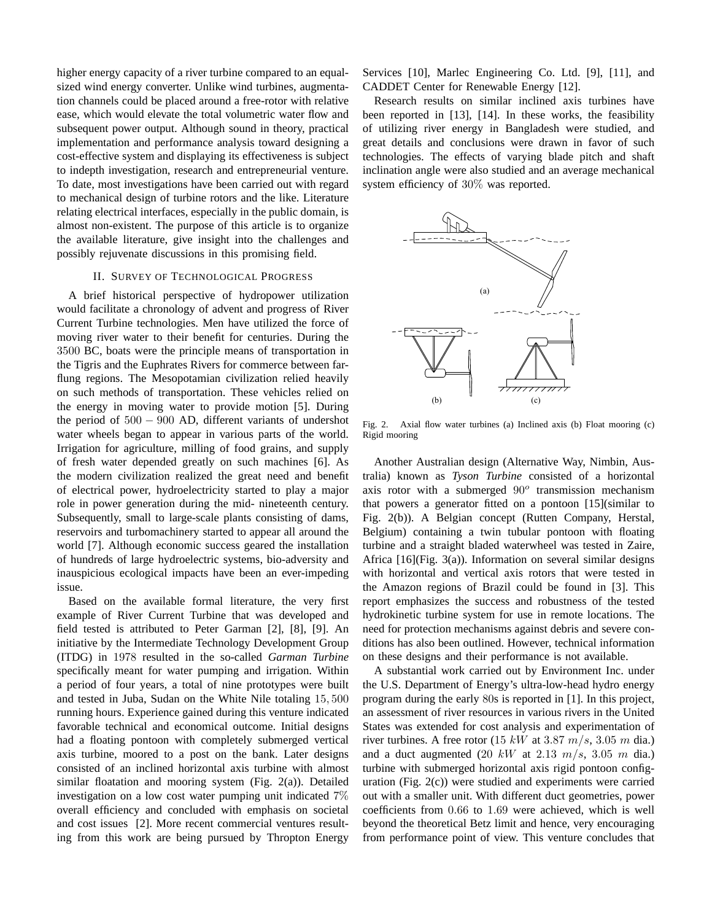higher energy capacity of a river turbine compared to an equal-sized wind energy converter. Unlike wind turbines, augmentation channels could be placed around a free-rotor with relative ease, which would elevate the total volumetric water flow and subsequent power output. Although sound in theory, practical implementation and performance analysis toward designing a cost-effective system and displaying its effectiveness is subject to indepth investigation, research and entrepreneurial venture. To date, most investigations have been carried out with regard to mechanical design of turbine rotors and the like. Literature relating electrical interfaces, especially in the public domain, is almost non-existent. The purpose of this article is to organize the available literature, give insight into the challenges and possibly rejuvenate discussions in this promising field.

## II. Survey of Technological Progress

A brief historical perspective of hydropower utilization would facilitate a chronology of advent and progress of River Current Turbine technologies. Men have utilized the force of moving river water to their benefit for centuries. During the 3500 BC, boats were the principle means of transportation in the Tigris and the Euphrates Rivers for commerce between far-flung regions. The Mesopotamian civilization relied heavily on such methods of transportation. These vehicles relied on the energy in moving water to provide motion [5]. During the period of $500 - 900$ AD, different variants of undershot water wheels began to appear in various parts of the world. Irrigation for agriculture, milling of food grains, and supply of fresh water depended greatly on such machines [6]. As the modern civilization realized the great need and benefit of electrical power, hydroelectricity started to play a major role in power generation during the mid- nineteenth century. Subsequently, small to large-scale plants consisting of dams, reservoirs and turbomachinery started to appear all around the world [7]. Although economic success geared the installation of hundreds of large hydroelectric systems, bio-adversity and inauspicious ecological impacts have been an ever-impeding issue.

Based on the available formal literature, the very first example of River Current Turbine that was developed and field tested is attributed to Peter Garman [2], [8], [9]. An initiative by the Intermediate Technology Development Group (ITDG) in 1978 resulted in the so-called *Garman Turbine* specifically meant for water pumping and irrigation. Within a period of four years, a total of nine prototypes were built and tested in Juba, Sudan on the White Nile totaling 15,500 running hours. Experience gained during this venture indicated favorable technical and economical outcome. Initial designs had a floating pontoon with completely submerged vertical axis turbine, moored to a post on the bank. Later designs consisted of an inclined horizontal axis turbine with almost similar floatation and mooring system (Fig. 2(a)). Detailed investigation on a low cost water pumping unit indicated 7% overall efficiency and concluded with emphasis on societal and cost issues [2]. More recent commercial ventures resulting from this work are being pursued by Thropton Energy Services [10], Marlec Engineering Co. Ltd. [9], [11], and CADDET Center for Renewable Energy [12].

Research results on similar inclined axis turbines have been reported in [13], [14]. In these works, the feasibility of utilizing river energy in Bangladesh were studied, and great details and conclusions were drawn in favor of such technologies. The effects of varying blade pitch and shaft inclination angle were also studied and an average mechanical system efficiency of 30% was reported.

Fig. 2. Axial flow water turbines (a) Inclined axis (b) Float mooring (c) Rigid mooring

Another Australian design (Alternative Way, Nimbin, Australia) known as ***Tyson Turbine*** consisted of a horizontal axis rotor with a submerged $90^o$ transmission mechanism that powers a generator fitted on a pontoon [15](similar to Fig. 2(b)). A Belgian concept (Rutten Company, Herstal, Belgium) containing a twin tubular pontoon with floating turbine and a straight bladed waterwheel was tested in Zaire, Africa [16](Fig. 3(a)). Information on several similar designs with horizontal and vertical axis rotors that were tested in the Amazon regions of Brazil could be found in [3]. This report emphasizes the success and robustness of the tested hydrokinetic turbine system for use in remote locations. The need for protection mechanisms against debris and severe conditions has also been outlined. However, technical information on these designs and their performance is not available.

A substantial work carried out by Environment Inc. under the U.S. Department of Energy's ultra-low-head hydro energy program during the early 80s is reported in [1]. In this project, an assessment of river resources in various rivers in the United States was extended for cost analysis and experimentation of river turbines. A free rotor (15 $kW$ at 3.87 $m/s$, 3.05 $m$ dia.) and a duct augmented (20 $kW$ at 2.13 $m/s$, 3.05 $m$ dia.) turbine with submerged horizontal axis rigid pontoon configuration (Fig. 2(c)) were studied and experiments were carried out with a smaller unit. With different duct geometries, power coefficients from 0.66 to 1.69 were achieved, which is well beyond the theoretical Betz limit and hence, very encouraging from performance point of view. This venture concludes that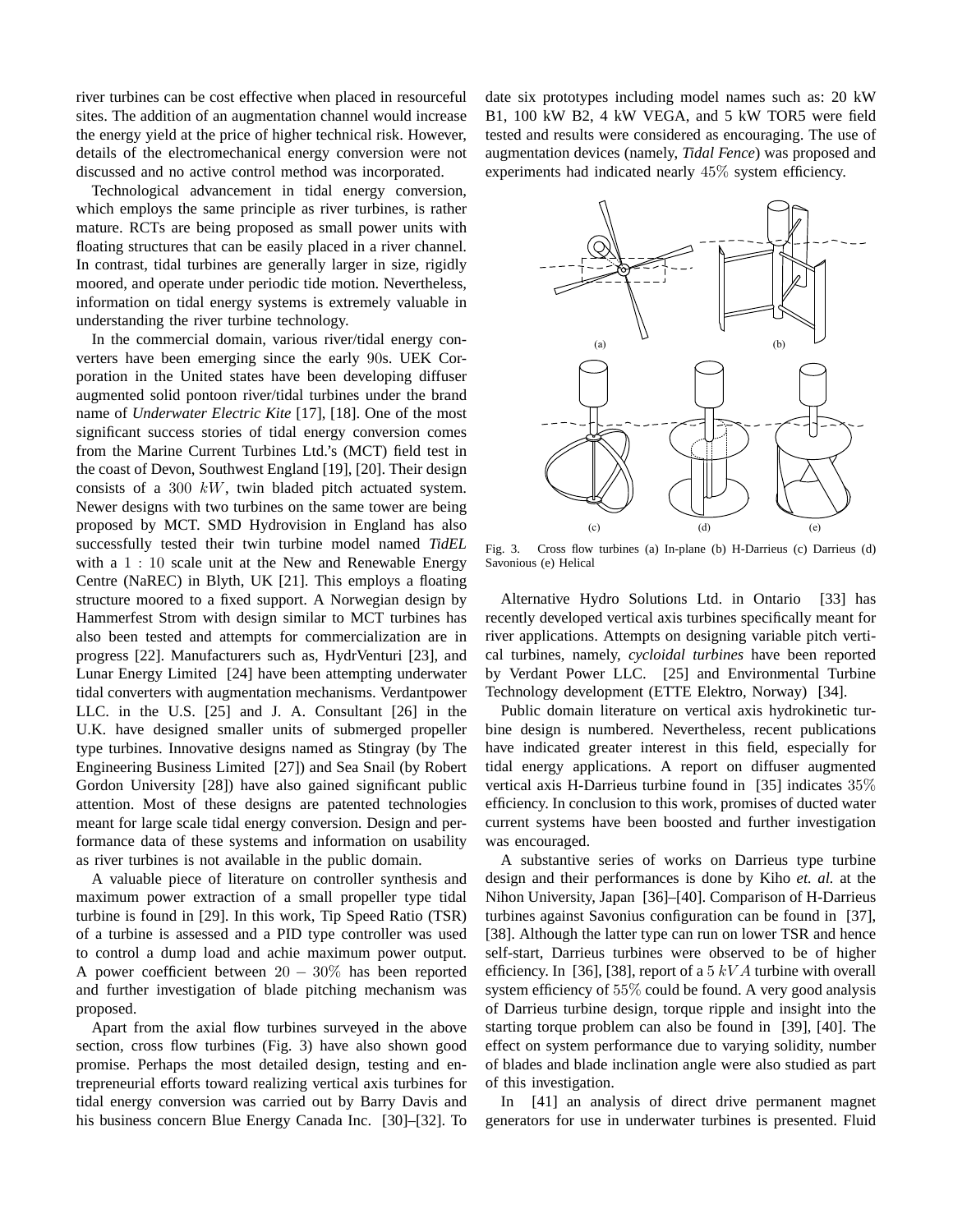river turbines can be cost effective when placed in resourceful sites. The addition of an augmentation channel would increase the energy yield at the price of higher technical risk. However, details of the electromechanical energy conversion were not discussed and no active control method was incorporated.

Technological advancement in tidal energy conversion, which employs the same principle as river turbines, is rather mature. RCTs are being proposed as small power units with floating structures that can be easily placed in a river channel. In contrast, tidal turbines are generally larger in size, rigidly moored, and operate under periodic tide motion. Nevertheless, information on tidal energy systems is extremely valuable in understanding the river turbine technology.

In the commercial domain, various river/tidal energy converters have been emerging since the early $90$s. UEK Corporation in the United states have been developing diffuser augmented solid pontoon river/tidal turbines under the brand name of *Underwater Electric Kite* [17], [18]. One of the most significant success stories of tidal energy conversion comes from the Marine Current Turbines Ltd.'s (MCT) field test in the coast of Devon, Southwest England [19], [20]. Their design consists of a $300\ kW$, twin bladed pitch actuated system. Newer designs with two turbines on the same tower are being proposed by MCT. SMD Hydrovision in England has also successfully tested their twin turbine model named *TidEL* with a $1:10$ scale unit at the New and Renewable Energy Centre (NaREC) in Blyth, UK [21]. This employs a floating structure moored to a fixed support. A Norwegian design by Hammerfest Strom with design similar to MCT turbines has also been tested and attempts for commercialization are in progress [22]. Manufacturers such as, HydrVenturi [23], and Lunar Energy Limited [24] have been attempting underwater tidal converters with augmentation mechanisms. Verdantpower LLC. in the U.S. [25] and J. A. Consultant [26] in the U.K. have designed smaller units of submerged propeller type turbines. Innovative designs named as Stingray (by The Engineering Business Limited [27]) and Sea Snail (by Robert Gordon University [28]) have also gained significant public attention. Most of these designs are patented technologies meant for large scale tidal energy conversion. Design and performance data of these systems and information on usability as river turbines is not available in the public domain.

A valuable piece of literature on controller synthesis and maximum power extraction of a small propeller type tidal turbine is found in [29]. In this work, Tip Speed Ratio (TSR) of a turbine is assessed and a PID type controller was used to control a dump load and achie maximum power output. A power coefficient between $20$ – $30\%$ has been reported and further investigation of blade pitching mechanism was proposed.

Apart from the axial flow turbines surveyed in the above section, cross flow turbines (Fig. 3) have also shown good promise. Perhaps the most detailed design, testing and entrepreneurial efforts toward realizing vertical axis turbines for tidal energy conversion was carried out by Barry Davis and his business concern Blue Energy Canada Inc. [30]–[32]. To date six prototypes including model names such as: 20 kW B1, 100 kW B2, 4 kW VEGA, and 5 kW TOR5 were field tested and results were considered as encouraging. The use of augmentation devices (namely, *Tidal Fence*) was proposed and experiments had indicated nearly $45\%$ system efficiency.

Fig. 3. Cross flow turbines (a) In-plane (b) H-Darrieus (c) Darrieus (d) Savonious (e) Helical

Alternative Hydro Solutions Ltd. in Ontario [33] has recently developed vertical axis turbines specifically meant for river applications. Attempts on designing variable pitch vertical turbines, namely, *cycloidal turbines* have been reported by Verdant Power LLC. [25] and Environmental Turbine Technology development (ETTE Elektro, Norway) [34].

Public domain literature on vertical axis hydrokinetic turbine design is numbered. Nevertheless, recent publications have indicated greater interest in this field, especially for tidal energy applications. A report on diffuser augmented vertical axis H-Darrieus turbine found in [35] indicates $35\%$ efficiency. In conclusion to this work, promises of ducted water current systems have been boosted and further investigation was encouraged.

A substantive series of works on Darrieus type turbine design and their performances is done by Kiho *et. al.* at the Nihon University, Japan [36]–[40]. Comparison of H-Darrieus turbines against Savonius configuration can be found in [37], [38]. Although the latter type can run on lower TSR and hence self-start, Darrieus turbines were observed to be of higher efficiency. In [36], [38], report of a $5\ kVA$ turbine with overall system efficiency of $55\%$ could be found. A very good analysis of Darrieus turbine design, torque ripple and insight into the starting torque problem can also be found in [39], [40]. The effect on system performance due to varying solidity, number of blades and blade inclination angle were also studied as part of this investigation.

In [41] an analysis of direct drive permanent magnet generators for use in underwater turbines is presented. Fluid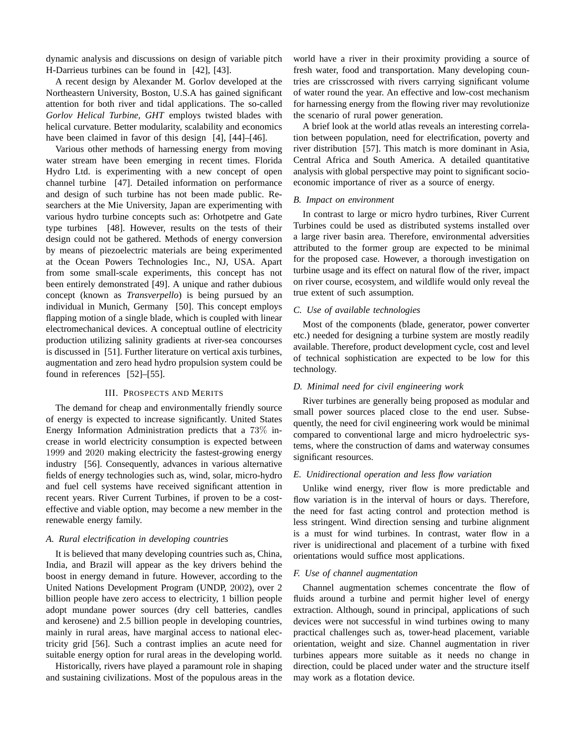dynamic analysis and discussions on design of variable pitch H-Darrieus turbines can be found in [42], [43].

A recent design by Alexander M. Gorlov developed at the Northeastern University, Boston, U.S.A has gained significant attention for both river and tidal applications. The so-called *Gorlov Helical Turbine, GHT* employs twisted blades with helical curvature. Better modularity, scalability and economics have been claimed in favor of this design [4], [44]–[46].

Various other methods of harnessing energy from moving water stream have been emerging in recent times. Florida Hydro Ltd. is experimenting with a new concept of open channel turbine [47]. Detailed information on performance and design of such turbine has not been made public. Researchers at the Mie University, Japan are experimenting with various hydro turbine concepts such as: Orhotpetre and Gate type turbines [48]. However, results on the tests of their design could not be gathered. Methods of energy conversion by means of piezoelectric materials are being experimented at the Ocean Powers Technologies Inc., NJ, USA. Apart from some small-scale experiments, this concept has not been entirely demonstrated [49]. A unique and rather dubious concept (known as *Transverpello*) is being pursued by an individual in Munich, Germany [50]. This concept employs flapping motion of a single blade, which is coupled with linear electromechanical devices. A conceptual outline of electricity production utilizing salinity gradients at river-sea concourses is discussed in [51]. Further literature on vertical axis turbines, augmentation and zero head hydro propulsion system could be found in references [52]–[55].

## III. Prospects and Merits

The demand for cheap and environmentally friendly source of energy is expected to increase significantly. United States Energy Information Administration predicts that a $73\%$ increase in world electricity consumption is expected between $1999$ and $2020$ making electricity the fastest-growing energy industry [56]. Consequently, advances in various alternative fields of energy technologies such as, wind, solar, micro-hydro and fuel cell systems have received significant attention in recent years. River Current Turbines, if proven to be a cost-effective and viable option, may become a new member in the renewable energy family.

### A. Rural electrification in developing countries

It is believed that many developing countries such as, China, India, and Brazil will appear as the key drivers behind the boost in energy demand in future. However, according to the United Nations Development Program (UNDP, $2002$), over 2 billion people have zero access to electricity, 1 billion people adopt mundane power sources (dry cell batteries, candles and kerosene) and 2.5 billion people in developing countries, mainly in rural areas, have marginal access to national electricity grid [56]. Such a contrast implies an acute need for suitable energy option for rural areas in the developing world.

Historically, rivers have played a paramount role in shaping and sustaining civilizations. Most of the populous areas in the world have a river in their proximity providing a source of fresh water, food and transportation. Many developing countries are crisscrossed with rivers carrying significant volume of water round the year. An effective and low-cost mechanism for harnessing energy from the flowing river may revolutionize the scenario of rural power generation.

A brief look at the world atlas reveals an interesting correlation between population, need for electrification, poverty and river distribution [57]. This match is more dominant in Asia, Central Africa and South America. A detailed quantitative analysis with global perspective may point to significant socio-economic importance of river as a source of energy.

### B. Impact on environment

In contrast to large or micro hydro turbines, River Current Turbines could be used as distributed systems installed over a large river basin area. Therefore, environmental adversities attributed to the former group are expected to be minimal for the proposed case. However, a thorough investigation on turbine usage and its effect on natural flow of the river, impact on river course, ecosystem, and wildlife would only reveal the true extent of such assumption.

### C. Use of available technologies

Most of the components (blade, generator, power converter etc.) needed for designing a turbine system are mostly readily available. Therefore, product development cycle, cost and level of technical sophistication are expected to be low for this technology.

### D. Minimal need for civil engineering work

River turbines are generally being proposed as modular and small power sources placed close to the end user. Subsequently, the need for civil engineering work would be minimal compared to conventional large and micro hydroelectric systems, where the construction of dams and waterway consumes significant resources.

### E. Unidirectional operation and less flow variation

Unlike wind energy, river flow is more predictable and flow variation is in the interval of hours or days. Therefore, the need for fast acting control and protection method is less stringent. Wind direction sensing and turbine alignment is a must for wind turbines. In contrast, water flow in a river is unidirectional and placement of a turbine with fixed orientations would suffice most applications.

### F. Use of channel augmentation

Channel augmentation schemes concentrate the flow of fluids around a turbine and permit higher level of energy extraction. Although, sound in principal, applications of such devices were not successful in wind turbines owing to many practical challenges such as, tower-head placement, variable orientation, weight and size. Channel augmentation in river turbines appears more suitable as it needs no change in direction, could be placed under water and the structure itself may work as a flotation device.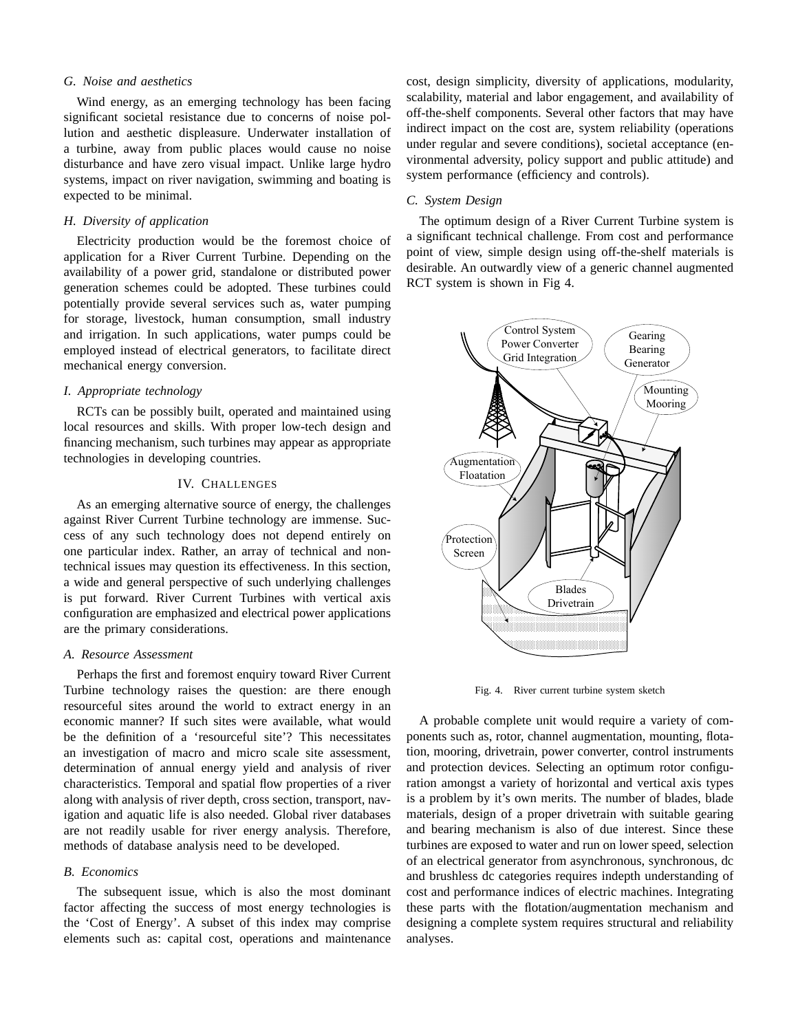### G. Noise and aesthetics

Wind energy, as an emerging technology has been facing significant societal resistance due to concerns of noise pollution and aesthetic displeasure. Underwater installation of a turbine, away from public places would cause no noise disturbance and have zero visual impact. Unlike large hydro systems, impact on river navigation, swimming and boating is expected to be minimal.

### H. Diversity of application

Electricity production would be the foremost choice of application for a River Current Turbine. Depending on the availability of a power grid, standalone or distributed power generation schemes could be adopted. These turbines could potentially provide several services such as, water pumping for storage, livestock, human consumption, small industry and irrigation. In such applications, water pumps could be employed instead of electrical generators, to facilitate direct mechanical energy conversion.

### I. Appropriate technology

RCTs can be possibly built, operated and maintained using local resources and skills. With proper low-tech design and financing mechanism, such turbines may appear as appropriate technologies in developing countries.

## IV. CHALLENGES

As an emerging alternative source of energy, the challenges against River Current Turbine technology are immense. Success of any such technology does not depend entirely on one particular index. Rather, an array of technical and non-technical issues may question its effectiveness. In this section, a wide and general perspective of such underlying challenges is put forward. River Current Turbines with vertical axis configuration are emphasized and electrical power applications are the primary considerations.

### A. Resource Assessment

Perhaps the first and foremost enquiry toward River Current Turbine technology raises the question: are there enough resourceful sites around the world to extract energy in an economic manner? If such sites were available, what would be the definition of a 'resourceful site'? This necessitates an investigation of macro and micro scale site assessment, determination of annual energy yield and analysis of river characteristics. Temporal and spatial flow properties of a river along with analysis of river depth, cross section, transport, navigation and aquatic life is also needed. Global river databases are not readily usable for river energy analysis. Therefore, methods of database analysis need to be developed.

### B. Economics

The subsequent issue, which is also the most dominant factor affecting the success of most energy technologies is the 'Cost of Energy'. A subset of this index may comprise elements such as: capital cost, operations and maintenance cost, design simplicity, diversity of applications, modularity, scalability, material and labor engagement, and availability of off-the-shelf components. Several other factors that may have indirect impact on the cost are, system reliability (operations under regular and severe conditions), societal acceptance (environmental adversity, policy support and public attitude) and system performance (efficiency and controls).

### C. System Design

The optimum design of a River Current Turbine system is a significant technical challenge. From cost and performance point of view, simple design using off-the-shelf materials is desirable. An outwardly view of a generic channel augmented RCT system is shown in Fig 4.

Fig. 4. River current turbine system sketch

A probable complete unit would require a variety of components such as, rotor, channel augmentation, mounting, flotation, mooring, drivetrain, power converter, control instruments and protection devices. Selecting an optimum rotor configuration amongst a variety of horizontal and vertical axis types is a problem by it's own merits. The number of blades, blade materials, design of a proper drivetrain with suitable gearing and bearing mechanism is also of due interest. Since these turbines are exposed to water and run on lower speed, selection of an electrical generator from asynchronous, synchronous, dc and brushless dc categories requires indepth understanding of cost and performance indices of electric machines. Integrating these parts with the flotation/augmentation mechanism and designing a complete system requires structural and reliability analyses.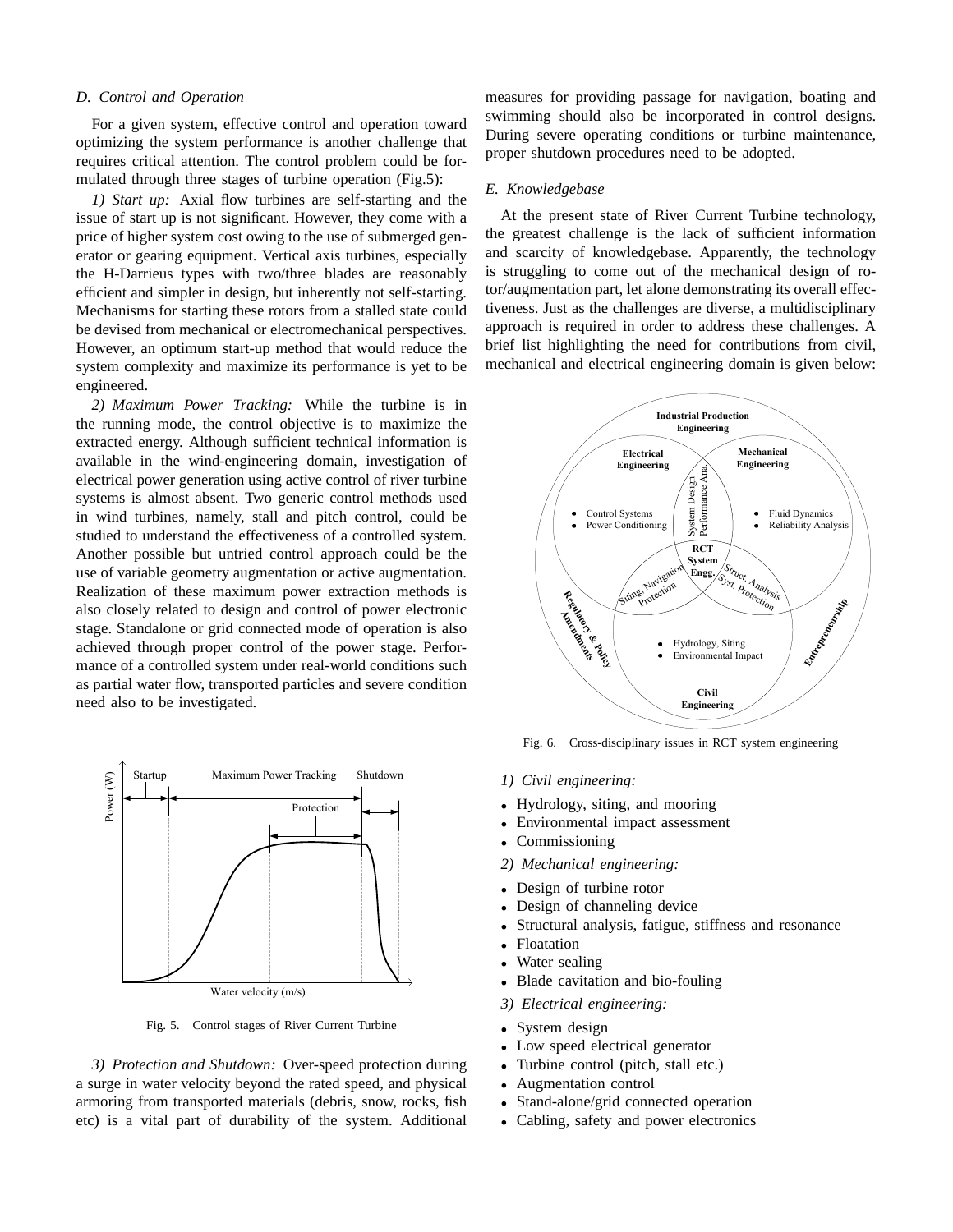### D. Control and Operation

For a given system, effective control and operation toward optimizing the system performance is another challenge that requires critical attention. The control problem could be formulated through three stages of turbine operation (Fig.5):

*1) Start up:* Axial flow turbines are self-starting and the issue of start up is not significant. However, they come with a price of higher system cost owing to the use of submerged generator or gearing equipment. Vertical axis turbines, especially the H-Darrieus types with two/three blades are reasonably efficient and simpler in design, but inherently not self-starting. Mechanisms for starting these rotors from a stalled state could be devised from mechanical or electromechanical perspectives. However, an optimum start-up method that would reduce the system complexity and maximize its performance is yet to be engineered.

*2) Maximum Power Tracking:* While the turbine is in the running mode, the control objective is to maximize the extracted energy. Although sufficient technical information is available in the wind-engineering domain, investigation of electrical power generation using active control of river turbine systems is almost absent. Two generic control methods used in wind turbines, namely, stall and pitch control, could be studied to understand the effectiveness of a controlled system. Another possible but untried control approach could be the use of variable geometry augmentation or active augmentation. Realization of these maximum power extraction methods is also closely related to design and control of power electronic stage. Standalone or grid connected mode of operation is also achieved through proper control of the power stage. Performance of a controlled system under real-world conditions such as partial water flow, transported particles and severe condition need also to be investigated.

Fig. 5. Control stages of River Current Turbine

*3) Protection and Shutdown:* Over-speed protection during a surge in water velocity beyond the rated speed, and physical armoring from transported materials (debris, snow, rocks, fish etc) is a vital part of durability of the system. Additional measures for providing passage for navigation, boating and swimming should also be incorporated in control designs. During severe operating conditions or turbine maintenance, proper shutdown procedures need to be adopted.

### E. Knowledgebase

At the present state of River Current Turbine technology, the greatest challenge is the lack of sufficient information and scarcity of knowledgebase. Apparently, the technology is struggling to come out of the mechanical design of rotor/augmentation part, let alone demonstrating its overall effectiveness. Just as the challenges are diverse, a multidisciplinary approach is required in order to address these challenges. A brief list highlighting the need for contributions from civil, mechanical and electrical engineering domain is given below:

Fig. 6. Cross-disciplinary issues in RCT system engineering

*1) Civil engineering:*

- Hydrology, siting, and mooring
- Environmental impact assessment
- Commissioning

*2) Mechanical engineering:*

- Design of turbine rotor
- Design of channeling device
- Structural analysis, fatigue, stiffness and resonance
- Floatation
- Water sealing
- Blade cavitation and bio-fouling

*3) Electrical engineering:*

- System design
- Low speed electrical generator
- Turbine control (pitch, stall etc.)
- Augmentation control
- Stand-alone/grid connected operation
- Cabling, safety and power electronics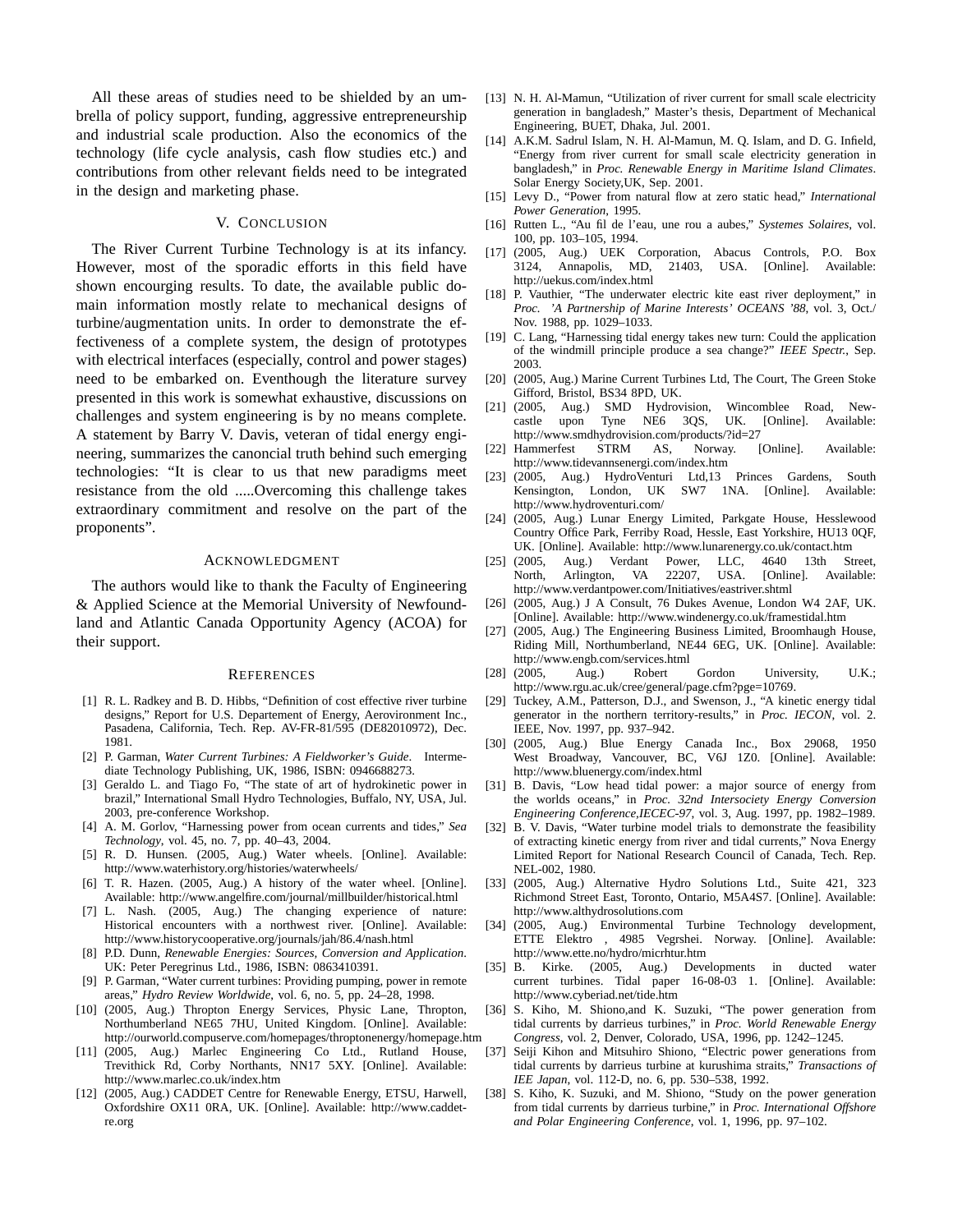All these areas of studies need to be shielded by an umbrella of policy support, funding, aggressive entrepreneurship and industrial scale production. Also the economics of the technology (life cycle analysis, cash flow studies etc.) and contributions from other relevant fields need to be integrated in the design and marketing phase.

## V. Conclusion

The River Current Turbine Technology is at its infancy. However, most of the sporadic efforts in this field have shown encourging results. To date, the available public domain information mostly relate to mechanical designs of turbine/augmentation units. In order to demonstrate the effectiveness of a complete system, the design of prototypes with electrical interfaces (especially, control and power stages) need to be embarked on. Eventhough the literature survey presented in this work is somewhat exhaustive, discussions on challenges and system engineering is by no means complete. A statement by Barry V. Davis, veteran of tidal energy engineering, summarizes the canoncial truth behind such emerging technologies: "It is clear to us that new paradigms meet resistance from the old .....Overcoming this challenge takes extraordinary commitment and resolve on the part of the proponents".

## Acknowledgment

The authors would like to thank the Faculty of Engineering & Applied Science at the Memorial University of Newfoundland and Atlantic Canada Opportunity Agency (ACOA) for their support.

## References

[1] R. L. Radkey and B. D. Hibbs, "Definition of cost effective river turbine designs," Report for U.S. Department of Energy, Aerovironment Inc., Pasadena, California, Tech. Rep. AV-FR-81/595 (DE82010972), Dec. 1981.

[2] P. Garman, *Water Current Turbines: A Fieldworker's Guide*. Intermediate Technology Publishing, UK, 1986, ISBN: 0946688273.

[3] Geraldo L. and Tiago Fo, "The state of art of hydrokinetic power in brazil," International Small Hydro Technologies, Buffalo, NY, USA, Jul. 2003, pre-conference Workshop.

[4] A. M. Gorlov, "Harnessing power from ocean currents and tides," *Sea Technology*, vol. 45, no. 7, pp. 40–43, 2004.

[5] R. D. Hunsen. (2005, Aug.) Water wheels. [Online]. Available: http://www.waterhistory.org/histories/waterwheels/

[6] T. R. Hazen. (2005, Aug.) A history of the water wheel. [Online]. Available: http://www.angelfire.com/journal/millbuilder/historical.html

[7] L. Nash. (2005, Aug.) The changing experience of nature: Historical encounters with a northwest river. [Online]. Available: http://www.historycooperative.org/journals/jah/86.4/nash.html

[8] P.D. Dunn, *Renewable Energies: Sources, Conversion and Application*. UK: Peter Peregrinus Ltd., 1986, ISBN: 0863410391.

[9] P. Garman, "Water current turbines: Providing pumping, power in remote areas," *Hydro Review Worldwide*, vol. 6, no. 5, pp. 24–28, 1998.

[10] (2005, Aug.) Thropton Energy Services, Physic Lane, Thropton, Northumberland NE65 7HU, United Kingdom. [Online]. Available: http://ourworld.compuserve.com/homepages/throptonenergy/homepage.htm

[11] (2005, Aug.) Marlec Engineering Co Ltd., Rutland House, Trevithick Rd, Corby Northants, NN17 5XY. [Online]. Available: http://www.marlec.co.uk/index.htm

[12] (2005, Aug.) CADDET Centre for Renewable Energy, ETSU, Harwell, Oxfordshire OX11 0RA, UK. [Online]. Available: http://www.caddet-re.org

[13] N. H. Al-Mamun, "Utilization of river current for small scale electricity generation in bangladesh," Master's thesis, Department of Mechanical Engineering, BUET, Dhaka, Jul. 2001.

[14] A.K.M. Sadrul Islam, N. H. Al-Mamun, M. Q. Islam, and D. G. Infield, "Energy from river current for small scale electricity generation in bangladesh," in *Proc. Renewable Energy in Maritime Island Climates*. Solar Energy Society,UK, Sep. 2001.

[15] Levy D., "Power from natural flow at zero static head," *International Power Generation*, 1995.

[16] Rutten L., "Au fil de l'eau, une rou a aubes," *Systemes Solaires*, vol. 100, pp. 103–105, 1994.

[17] (2005, Aug.) UEK Corporation, Abacus Controls, P.O. Box 3124, Annapolis, MD, 21403, USA. [Online]. Available: http://uekus.com/index.html

[18] P. Vauthier, "The underwater electric kite east river deployment," in *Proc. 'A Partnership of Marine Interests' OCEANS '88*, vol. 3, Oct./ Nov. 1988, pp. 1029–1033.

[19] C. Lang, "Harnessing tidal energy takes new turn: Could the application of the windmill principle produce a sea change?" *IEEE Spectr.*, Sep. 2003.

[20] (2005, Aug.) Marine Current Turbines Ltd, The Court, The Green Stoke Gifford, Bristol, BS34 8PD, UK.

[21] (2005, Aug.) SMD Hydrovision, Wincomblee Road, New-castle upon Tyne NE6 3QS, UK. [Online]. Available: http://www.smdhydrovision.com/products/?id=27

[22] Hammerfest STRM AS, Norway. [Online]. Available: http://www.tidevannsenergi.com/index.htm

[23] (2005, Aug.) HydroVenturi Ltd,13 Princes Gardens, South Kensington, London, UK SW7 1NA. [Online]. Available: http://www.hydroventuri.com/

[24] (2005, Aug.) Lunar Energy Limited, Parkgate House, Hesslewood Country Office Park, Ferriby Road, Hessle, East Yorkshire, HU13 0QF, UK. [Online]. Available: http://www.lunarenergy.co.uk/contact.htm

[25] (2005, Aug.) Verdant Power, LLC, 4640 13th Street, North, Arlington, VA 22207, USA. [Online]. Available: http://www.verdantpower.com/Initiatives/eastriver.shtml

[26] (2005, Aug.) J A Consult, 76 Dukes Avenue, London W4 2AF, UK. [Online]. Available: http://www.windenergy.co.uk/framestidal.htm

[27] (2005, Aug.) The Engineering Business Limited, Broomhaugh House, Riding Mill, Northumberland, NE44 6EG, UK. [Online]. Available: http://www.engb.com/services.html

[28] (2005, Aug.) Robert Gordon University, U.K.; http://www.rgu.ac.uk/cree/general/page.cfm?pge=10769.

[29] Tuckey, A.M., Patterson, D.J., and Swenson, J., "A kinetic energy tidal generator in the northern territory-results," in *Proc. IECON*, vol. 2. IEEE, Nov. 1997, pp. 937–942.

[30] (2005, Aug.) Blue Energy Canada Inc., Box 29068, 1950 West Broadway, Vancouver, BC, V6J 1Z0. [Online]. Available: http://www.bluenergy.com/index.html

[31] B. Davis, "Low head tidal power: a major source of energy from the worlds oceans," in *Proc. 32nd Intersociety Energy Conversion Engineering Conference,IECEC-97*, vol. 3, Aug. 1997, pp. 1982–1989.

[32] B. V. Davis, "Water turbine model trials to demonstrate the feasibility of extracting kinetic energy from river and tidal currents," Nova Energy Limited Report for National Research Council of Canada, Tech. Rep. NEL-002, 1980.

[33] (2005, Aug.) Alternative Hydro Solutions Ltd., Suite 421, 323 Richmond Street East, Toronto, Ontario, M5A4S7. [Online]. Available: http://www.althydrosolutions.com

[34] (2005, Aug.) Environmental Turbine Technology development, ETTE Elektro , 4985 Vegrshei. Norway. [Online]. Available: http://www.ette.no/hydro/micrhtur.htm

[35] B. Kirke. (2005, Aug.) Developments in ducted water current turbines. Tidal paper 16-08-03 1. [Online]. Available: http://www.cyberiad.net/tide.htm

[36] S. Kiho, M. Shiono,and K. Suzuki, "The power generation from tidal currents by darrieus turbines," in *Proc. World Renewable Energy Congress*, vol. 2, Denver, Colorado, USA, 1996, pp. 1242–1245.

[37] Seiji Kihon and Mitsuhiro Shiono, "Electric power generations from tidal currents by darrieus turbine at kurushima straits," *Transactions of IEE Japan*, vol. 112-D, no. 6, pp. 530–538, 1992.

[38] S. Kiho, K. Suzuki, and M. Shiono, "Study on the power generation from tidal currents by darrieus turbine," in *Proc. International Offshore and Polar Engineering Conference*, vol. 1, 1996, pp. 97–102.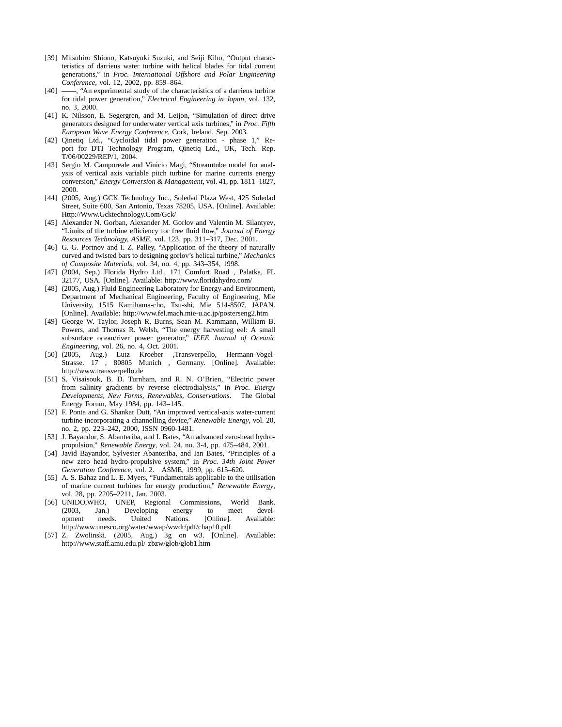[39] Mitsuhiro Shiono, Katsuyuki Suzuki, and Seiji Kiho, "Output characteristics of darrieus water turbine with helical blades for tidal current generations," in *Proc. International Offshore and Polar Engineering Conference*, vol. 12, 2002, pp. 859–864.

[40] ——, "An experimental study of the characteristics of a darrieus turbine for tidal power generation," *Electrical Engineering in Japan*, vol. 132, no. 3, 2000.

[41] K. Nilsson, E. Segergren, and M. Leijon, "Simulation of direct drive generators designed for underwater vertical axis turbines," in *Proc. Fifth European Wave Energy Conference*, Cork, Ireland, Sep. 2003.

[42] Qinetiq Ltd., "Cycloidal tidal power generation - phase 1," Report for DTI Technology Program, Qinetiq Ltd., UK, Tech. Rep. T/06/00229/REP/1, 2004.

[43] Sergio M. Camporeale and Vinicio Magi, "Streamtube model for analysis of vertical axis variable pitch turbine for marine currents energy conversion," *Energy Conversion & Management*, vol. 41, pp. 1811–1827, 2000.

[44] (2005, Aug.) GCK Technology Inc., Soledad Plaza West, 425 Soledad Street, Suite 600, San Antonio, Texas 78205, USA. [Online]. Available: Http://Www.Gcktechnology.Com/Gck/

[45] Alexander N. Gorban, Alexander M. Gorlov and Valentin M. Silantyev, "Limits of the turbine efficiency for free fluid flow," *Journal of Energy Resources Technology, ASME*, vol. 123, pp. 311–317, Dec. 2001.

[46] G. G. Portnov and I. Z. Palley, "Application of the theory of naturally curved and twisted bars to designing gorlov's helical turbine," *Mechanics of Composite Materials*, vol. 34, no. 4, pp. 343–354, 1998.

[47] (2004, Sep.) Florida Hydro Ltd., 171 Comfort Road , Palatka, FL 32177, USA. [Online]. Available: http://www.floridahydro.com/

[48] (2005, Aug.) Fluid Engineering Laboratory for Energy and Environment, Department of Mechanical Engineering, Faculty of Engineering, Mie University, 1515 Kamihama-cho, Tsu-shi, Mie 514-8507, JAPAN. [Online]. Available: http://www.fel.mach.mie-u.ac.jp/posterseng2.htm

[49] George W. Taylor, Joseph R. Burns, Sean M. Kammann, William B. Powers, and Thomas R. Welsh, "The energy harvesting eel: A small subsurface ocean/river power generator," *IEEE Journal of Oceanic Engineering*, vol. 26, no. 4, Oct. 2001.

[50] (2005, Aug.) Lutz Kroeber ,Transverpello, Hermann-Vogel-Strasse. 17 , 80805 Munich , Germany. [Online]. Available: http://www.transverpello.de

[51] S. Visaisouk, B. D. Turnham, and R. N. O'Brien, "Electric power from salinity gradients by reverse electrodialysis," in *Proc. Energy Developments, New Forms, Renewables, Conservations*. The Global Energy Forum, May 1984, pp. 143–145.

[52] F. Ponta and G. Shankar Dutt, "An improved vertical-axis water-current turbine incorporating a channelling device," *Renewable Energy*, vol. 20, no. 2, pp. 223–242, 2000, ISSN 0960-1481.

[53] J. Bayandor, S. Abanteriba, and I. Bates, "An advanced zero-head hydro-propulsion," *Renewable Energy*, vol. 24, no. 3-4, pp. 475–484, 2001.

[54] Javid Bayandor, Sylvester Abanteriba, and Ian Bates, "Principles of a new zero head hydro-propulsive system," in *Proc. 34th Joint Power Generation Conference*, vol. 2. ASME, 1999, pp. 615–620.

[55] A. S. Bahaz and L. E. Myers, "Fundamentals applicable to the utilisation of marine current turbines for energy production," *Renewable Energy*, vol. 28, pp. 2205–2211, Jan. 2003.

[56] UNIDO,WHO, UNEP, Regional Commissions, World Bank. (2003, Jan.) Developing energy to meet development needs. United Nations. [Online]. Available: http://www.unesco.org/water/wwap/wwdr/pdf/chap10.pdf

[57] Z. Zwolinski. (2005, Aug.) 3g on w3. [Online]. Available: http://www.staff.amu.edu.pl/ zbzw/glob/glob1.htm